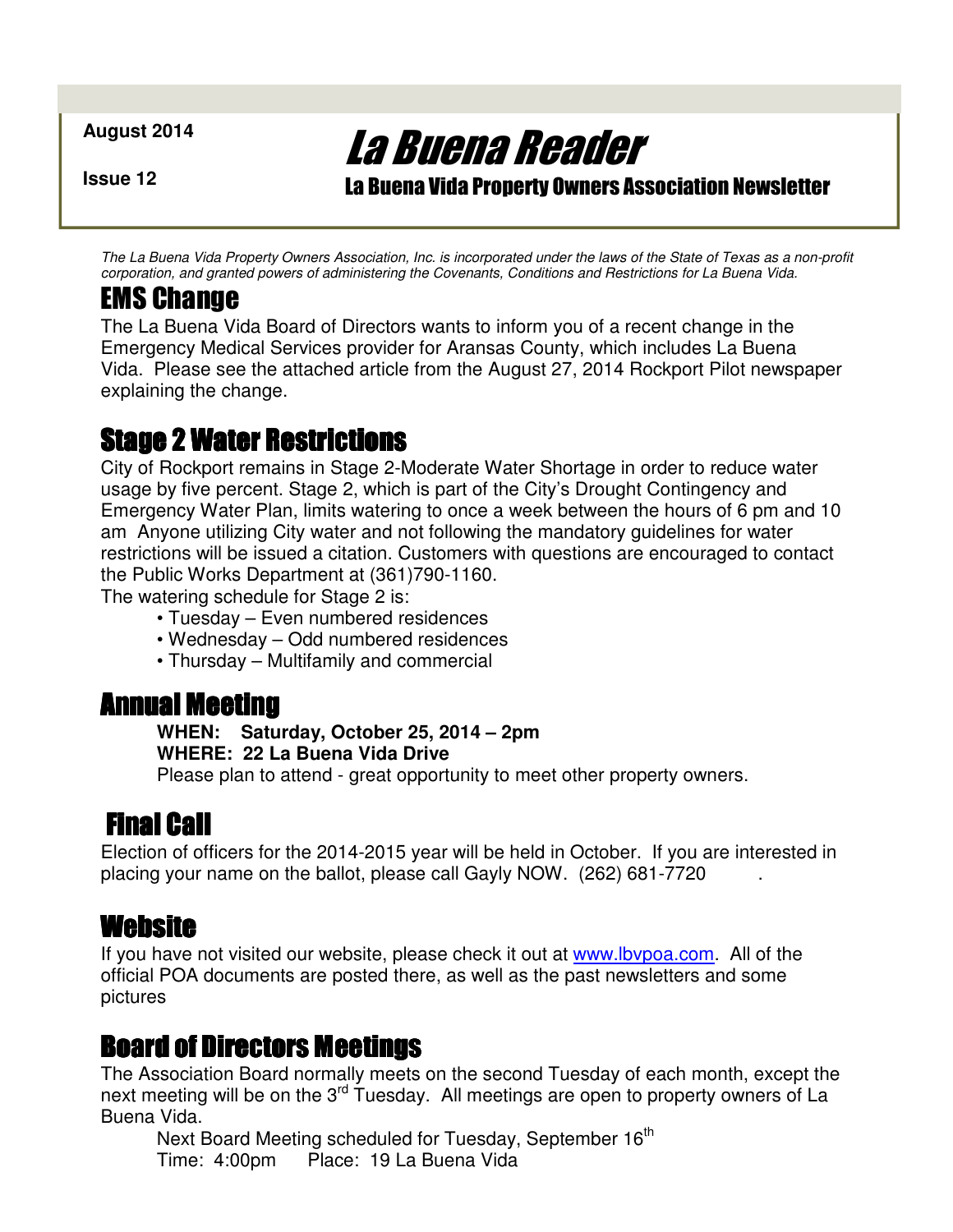**August 2014**

**Issue 12**

# La Buena Reader

## La Buena Vida Property Owners Association Newsletter

*The La Buena Vida Property Owners Association, Inc. is incorporated under the laws of the State of Texas as a non-profit corporation, and granted powers of administering the Covenants, Conditions and Restrictions for La Buena Vida.*

## EMS Change

The La Buena Vida Board of Directors wants to inform you of a recent change in the Emergency Medical Services provider for Aransas County, which includes La Buena Vida. Please see the attached article from the August 27, 2014 Rockport Pilot newspaper explaining the change.

## Stage 2 Water Restrictions

City of Rockport remains in Stage 2-Moderate Water Shortage in order to reduce water usage by five percent. Stage 2, which is part of the City's Drought Contingency and Emergency Water Plan, limits watering to once a week between the hours of 6 pm and 10 am Anyone utilizing City water and not following the mandatory guidelines for water restrictions will be issued a citation. Customers with questions are encouraged to contact the Public Works Department at (361)790-1160.

The watering schedule for Stage 2 is:

- Tuesday – Even numbered residences
- Wednesday – Odd numbered residences
- Thursday – Multifamily and commercial

## Annual Meeting

**WHEN: Saturday, October 25, 2014 – 2pm**
**WHERE: 22 La Buena Vida Drive**
Please plan to attend - great opportunity to meet other property owners.

## Final Call

Election of officers for the 2014-2015 year will be held in October. If you are interested in placing your name on the ballot, please call Gayly NOW. (262) 681-7720 .

## Website

If you have not visited our website, please check it out at www.lbvpoa.com. All of the official POA documents are posted there, as well as the past newsletters and some pictures

## Board of Directors Meetings

The Association Board normally meets on the second Tuesday of each month, except the next meeting will be on the 3rd Tuesday. All meetings are open to property owners of La Buena Vida.

Next Board Meeting scheduled for Tuesday, September 16th
Time: 4:00pm Place: 19 La Buena Vida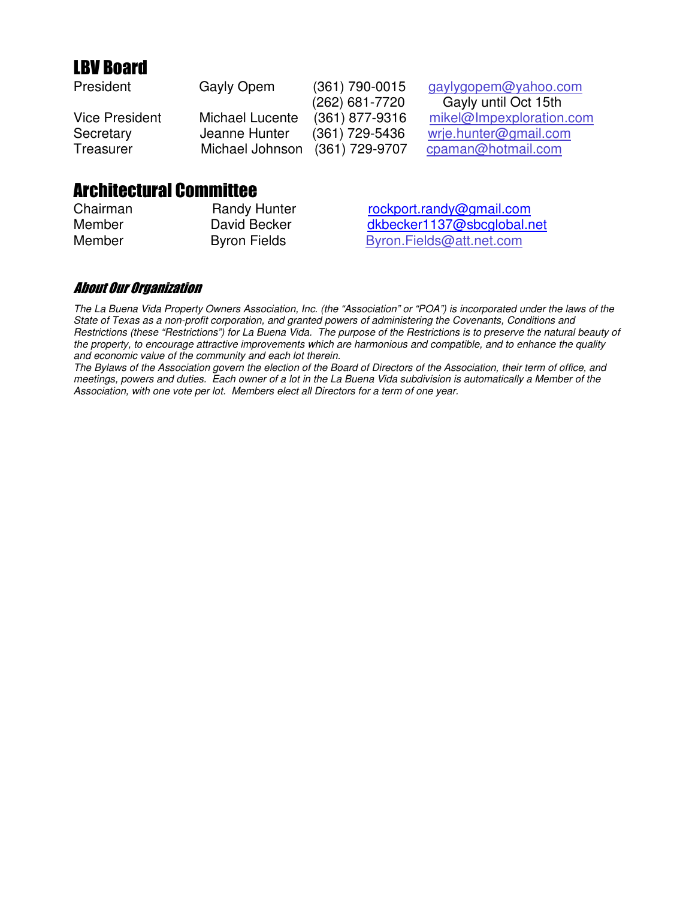## LBV Board

| | | | |
|---|---|---|---|
| President | Gayly Opem | (361) 790-0015 | gaylygopem@yahoo.com |
| | | (262) 681-7720 | Gayly until Oct 15th |
| Vice President | Michael Lucente | (361) 877-9316 | mikel@lmpexploration.com |
| Secretary | Jeanne Hunter | (361) 729-5436 | wrje.hunter@gmail.com |
| Treasurer | Michael Johnson | (361) 729-9707 | cpaman@hotmail.com |

## Architectural Committee

| | | |
|---|---|---|
| Chairman | Randy Hunter | rockport.randy@gmail.com |
| Member | David Becker | dkbecker1137@sbcglobal.net |
| Member | Byron Fields | Byron.Fields@att.net.com |

### *About Our Organization*

*The La Buena Vida Property Owners Association, Inc. (the "Association" or "POA") is incorporated under the laws of the State of Texas as a non-profit corporation, and granted powers of administering the Covenants, Conditions and Restrictions (these "Restrictions") for La Buena Vida. The purpose of the Restrictions is to preserve the natural beauty of the property, to encourage attractive improvements which are harmonious and compatible, and to enhance the quality and economic value of the community and each lot therein.*

*The Bylaws of the Association govern the election of the Board of Directors of the Association, their term of office, and meetings, powers and duties. Each owner of a lot in the La Buena Vida subdivision is automatically a Member of the Association, with one vote per lot. Members elect all Directors for a term of one year.*